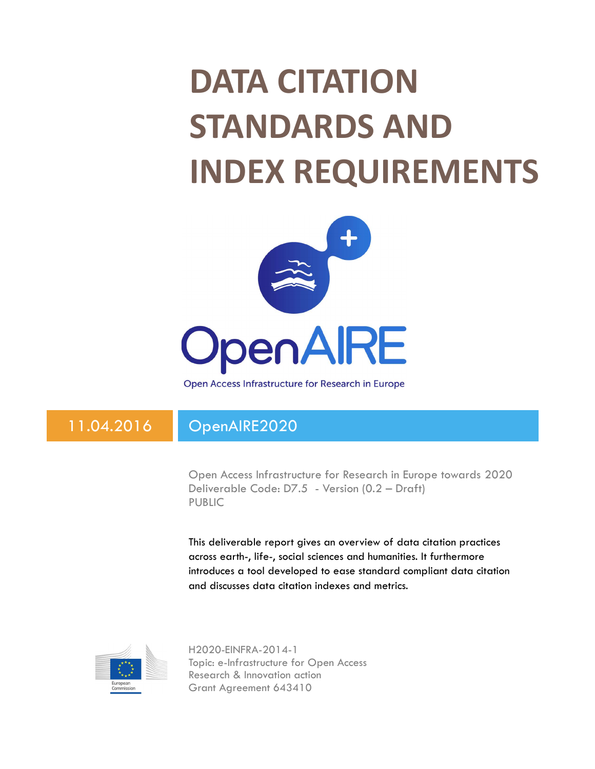# DATA CITATION STANDARDS AND INDEX REQUIREMENTS

OpenAIRE

Open Access Infrastructure for Research in Europe

11.04.2016

OpenAIRE2020

Open Access Infrastructure for Research in Europe towards 2020
Deliverable Code: D7.5 - Version (0.2 – Draft)
PUBLIC

This deliverable report gives an overview of data citation practices across earth-, life-, social sciences and humanities. It furthermore introduces a tool developed to ease standard compliant data citation and discusses data citation indexes and metrics.

H2020-EINFRA-2014-1
Topic: e-Infrastructure for Open Access
Research & Innovation action
Grant Agreement 643410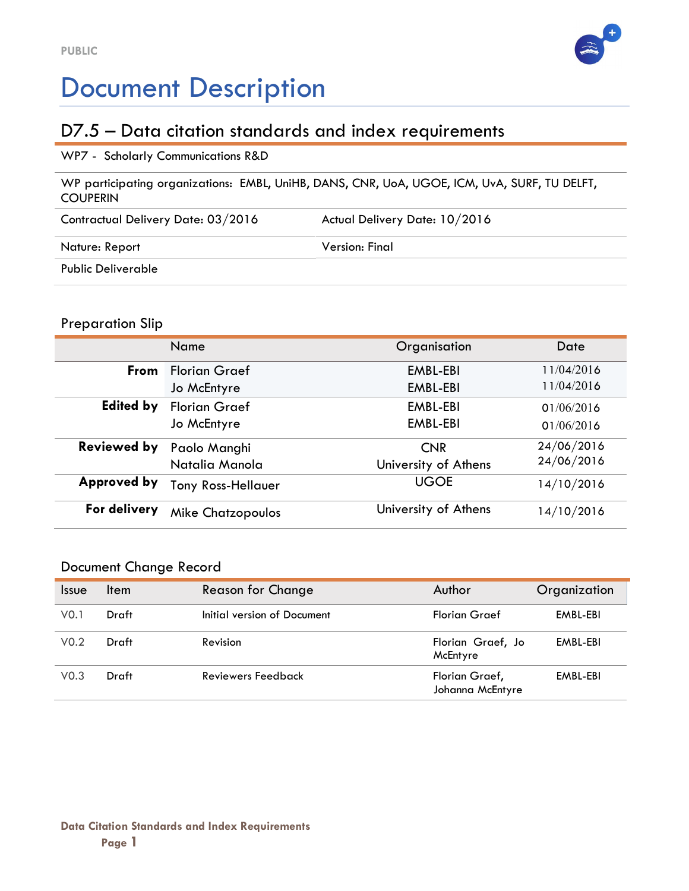PUBLIC

# Document Description

## D7.5 – Data citation standards and index requirements

| WP7 - Scholarly Communications R&D | |
|---|---|
| WP participating organizations: EMBL, UniHB, DANS, CNR, UoA, UGOE, ICM, UvA, SURF, TU DELFT, COUPERIN | |
| Contractual Delivery Date: 03/2016 | Actual Delivery Date: 10/2016 |
| Nature: Report | Version: Final |
| Public Deliverable | |

### Preparation Slip

| | Name | Organisation | Date |
|---|---|---|---|
| **From** | Florian Graef<br>Jo McEntyre | EMBL-EBI<br>EMBL-EBI | 11/04/2016<br>11/04/2016 |
| **Edited by** | Florian Graef<br>Jo McEntyre | EMBL-EBI<br>EMBL-EBI | 01/06/2016<br>01/06/2016 |
| **Reviewed by** | Paolo Manghi<br>Natalia Manola | CNR<br>University of Athens | 24/06/2016<br>24/06/2016 |
| **Approved by** | Tony Ross-Hellauer | UGOE | 14/10/2016 |
| **For delivery** | Mike Chatzopoulos | University of Athens | 14/10/2016 |

### Document Change Record

| Issue | Item | Reason for Change | Author | Organization |
|---|---|---|---|---|
| V0.1 | Draft | Initial version of Document | Florian Graef | EMBL-EBI |
| V0.2 | Draft | Revision | Florian Graef, Jo McEntyre | EMBL-EBI |
| V0.3 | Draft | Reviewers Feedback | Florian Graef, Johanna McEntyre | EMBL-EBI |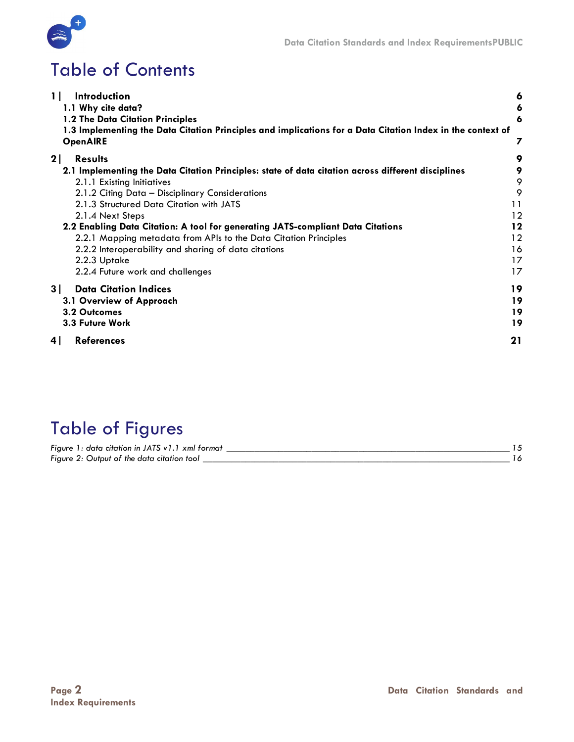# Table of Contents

| | |
|---|---|
| **1 \| Introduction** | **6** |
| **1.1 Why cite data?** | **6** |
| **1.2 The Data Citation Principles** | **6** |
| **1.3 Implementing the Data Citation Principles and implications for a Data Citation Index in the context of OpenAIRE** | **7** |
| **2 \| Results** | **9** |
| **2.1 Implementing the Data Citation Principles: state of data citation across different disciplines** | **9** |
| 2.1.1 Existing Initiatives | 9 |
| 2.1.2 Citing Data – Disciplinary Considerations | 9 |
| 2.1.3 Structured Data Citation with JATS | 11 |
| 2.1.4 Next Steps | 12 |
| **2.2 Enabling Data Citation: A tool for generating JATS-compliant Data Citations** | **12** |
| 2.2.1 Mapping metadata from APIs to the Data Citation Principles | 12 |
| 2.2.2 Interoperability and sharing of data citations | 16 |
| 2.2.3 Uptake | 17 |
| 2.2.4 Future work and challenges | 17 |
| **3 \| Data Citation Indices** | **19** |
| **3.1 Overview of Approach** | **19** |
| **3.2 Outcomes** | **19** |
| **3.3 Future Work** | **19** |
| **4 \| References** | **21** |

# Table of Figures

| | |
|---|---|
| *Figure 1: data citation in JATS v1.1 xml format* | *15* |
| *Figure 2: Output of the data citation tool* | *16* |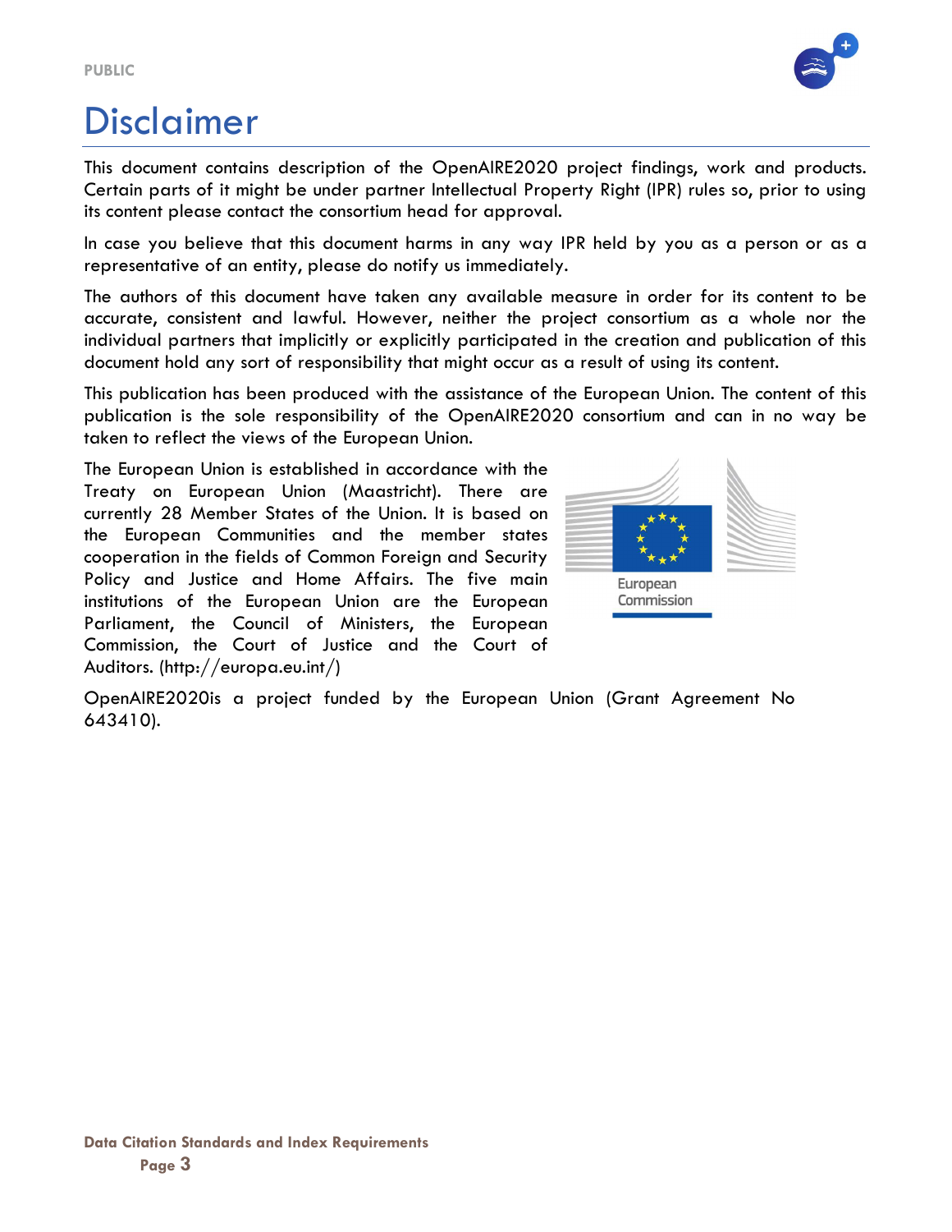# Disclaimer

This document contains description of the OpenAIRE2020 project findings, work and products. Certain parts of it might be under partner Intellectual Property Right (IPR) rules so, prior to using its content please contact the consortium head for approval.

In case you believe that this document harms in any way IPR held by you as a person or as a representative of an entity, please do notify us immediately.

The authors of this document have taken any available measure in order for its content to be accurate, consistent and lawful. However, neither the project consortium as a whole nor the individual partners that implicitly or explicitly participated in the creation and publication of this document hold any sort of responsibility that might occur as a result of using its content.

This publication has been produced with the assistance of the European Union. The content of this publication is the sole responsibility of the OpenAIRE2020 consortium and can in no way be taken to reflect the views of the European Union.

The European Union is established in accordance with the Treaty on European Union (Maastricht). There are currently 28 Member States of the Union. It is based on the European Communities and the member states cooperation in the fields of Common Foreign and Security Policy and Justice and Home Affairs. The five main institutions of the European Union are the European Parliament, the Council of Ministers, the European Commission, the Court of Justice and the Court of Auditors. (http://europa.eu.int/)

OpenAIRE2020is a project funded by the European Union (Grant Agreement No 643410).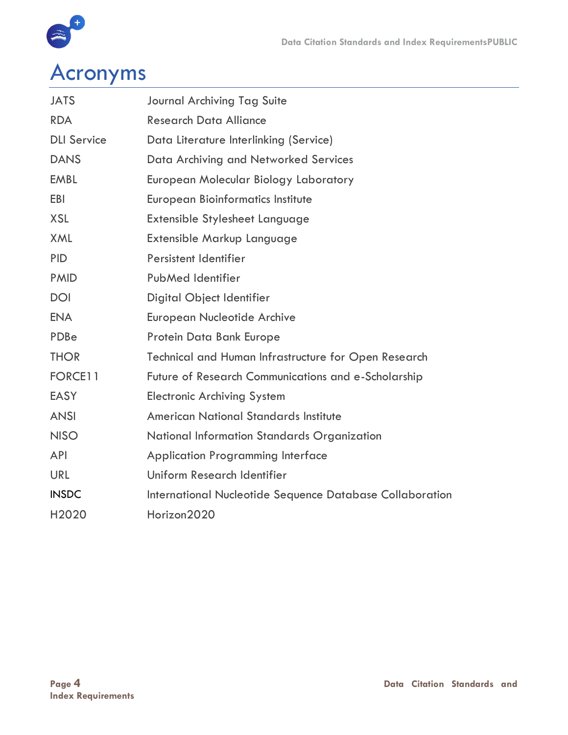# Acronyms

| | |
|---|---|
| JATS | Journal Archiving Tag Suite |
| RDA | Research Data Alliance |
| DLI Service | Data Literature Interlinking (Service) |
| DANS | Data Archiving and Networked Services |
| EMBL | European Molecular Biology Laboratory |
| EBI | European Bioinformatics Institute |
| XSL | Extensible Stylesheet Language |
| XML | Extensible Markup Language |
| PID | Persistent Identifier |
| PMID | PubMed Identifier |
| DOI | Digital Object Identifier |
| ENA | European Nucleotide Archive |
| PDBe | Protein Data Bank Europe |
| THOR | Technical and Human Infrastructure for Open Research |
| FORCE11 | Future of Research Communications and e-Scholarship |
| EASY | Electronic Archiving System |
| ANSI | American National Standards Institute |
| NISO | National Information Standards Organization |
| API | Application Programming Interface |
| URL | Uniform Research Identifier |
| INSDC | International Nucleotide Sequence Database Collaboration |
| H2020 | Horizon2020 |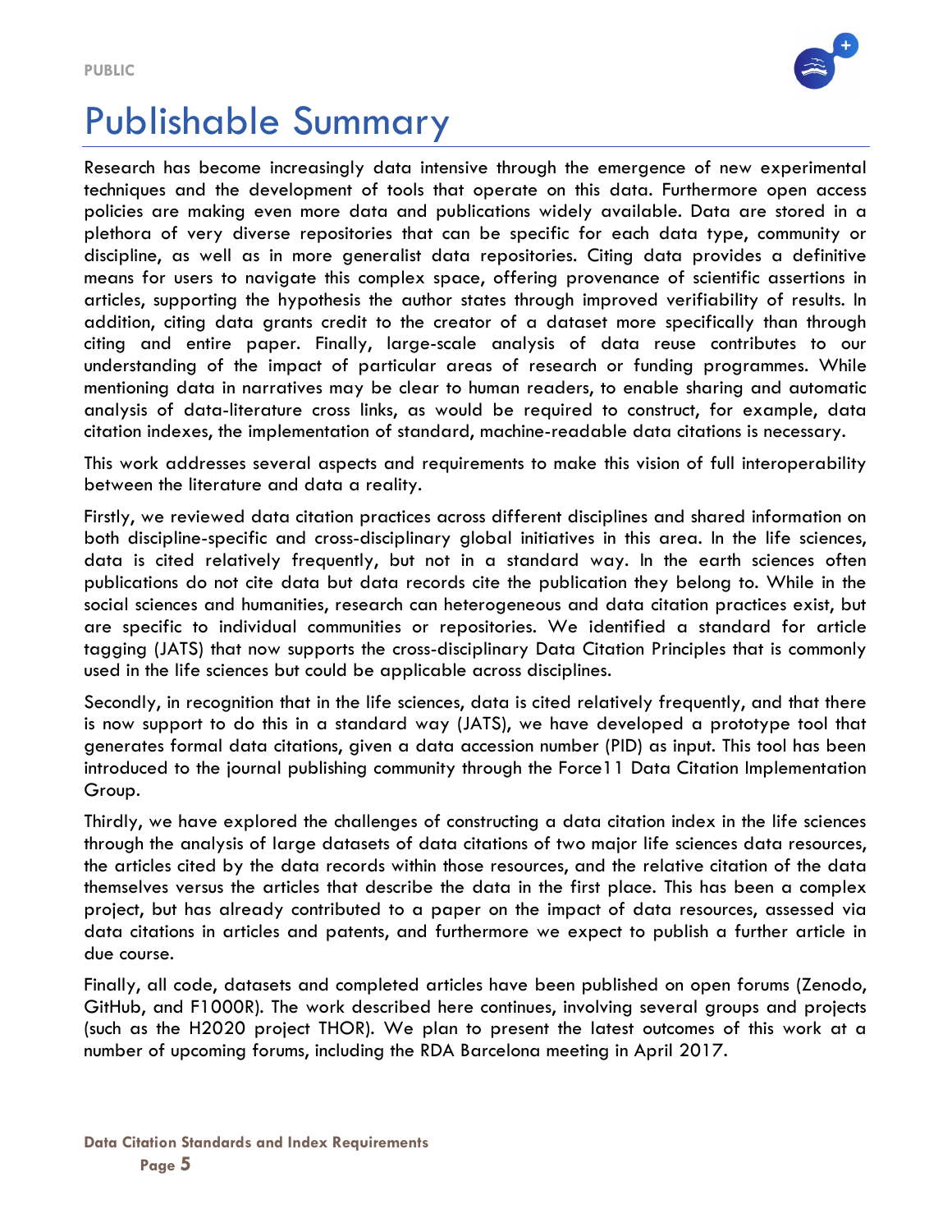# Publishable Summary

Research has become increasingly data intensive through the emergence of new experimental techniques and the development of tools that operate on this data. Furthermore open access policies are making even more data and publications widely available. Data are stored in a plethora of very diverse repositories that can be specific for each data type, community or discipline, as well as in more generalist data repositories. Citing data provides a definitive means for users to navigate this complex space, offering provenance of scientific assertions in articles, supporting the hypothesis the author states through improved verifiability of results. In addition, citing data grants credit to the creator of a dataset more specifically than through citing and entire paper. Finally, large-scale analysis of data reuse contributes to our understanding of the impact of particular areas of research or funding programmes. While mentioning data in narratives may be clear to human readers, to enable sharing and automatic analysis of data-literature cross links, as would be required to construct, for example, data citation indexes, the implementation of standard, machine-readable data citations is necessary.

This work addresses several aspects and requirements to make this vision of full interoperability between the literature and data a reality.

Firstly, we reviewed data citation practices across different disciplines and shared information on both discipline-specific and cross-disciplinary global initiatives in this area. In the life sciences, data is cited relatively frequently, but not in a standard way. In the earth sciences often publications do not cite data but data records cite the publication they belong to. While in the social sciences and humanities, research can heterogeneous and data citation practices exist, but are specific to individual communities or repositories. We identified a standard for article tagging (JATS) that now supports the cross-disciplinary Data Citation Principles that is commonly used in the life sciences but could be applicable across disciplines.

Secondly, in recognition that in the life sciences, data is cited relatively frequently, and that there is now support to do this in a standard way (JATS), we have developed a prototype tool that generates formal data citations, given a data accession number (PID) as input. This tool has been introduced to the journal publishing community through the Force11 Data Citation Implementation Group.

Thirdly, we have explored the challenges of constructing a data citation index in the life sciences through the analysis of large datasets of data citations of two major life sciences data resources, the articles cited by the data records within those resources, and the relative citation of the data themselves versus the articles that describe the data in the first place. This has been a complex project, but has already contributed to a paper on the impact of data resources, assessed via data citations in articles and patents, and furthermore we expect to publish a further article in due course.

Finally, all code, datasets and completed articles have been published on open forums (Zenodo, GitHub, and F1000R). The work described here continues, involving several groups and projects (such as the H2020 project THOR). We plan to present the latest outcomes of this work at a number of upcoming forums, including the RDA Barcelona meeting in April 2017.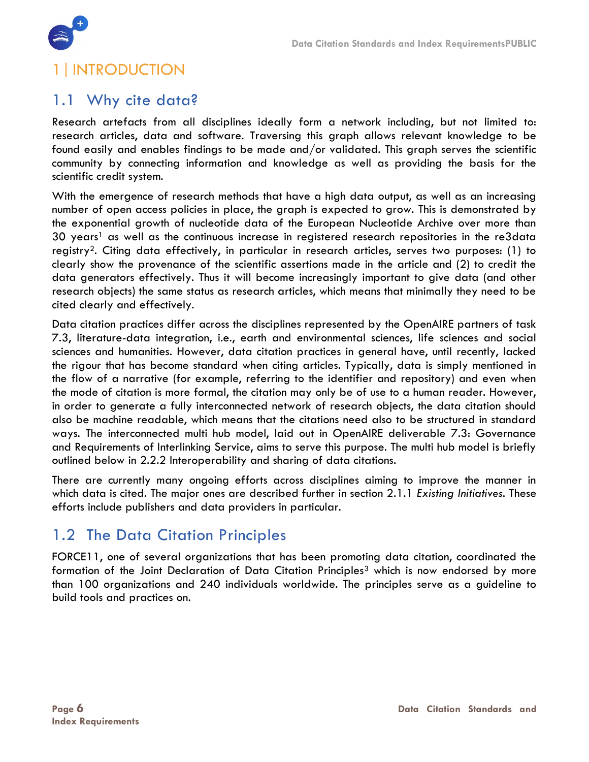# 1 | INTRODUCTION

## 1.1 Why cite data?

Research artefacts from all disciplines ideally form a network including, but not limited to: research articles, data and software. Traversing this graph allows relevant knowledge to be found easily and enables findings to be made and/or validated. This graph serves the scientific community by connecting information and knowledge as well as providing the basis for the scientific credit system.

With the emergence of research methods that have a high data output, as well as an increasing number of open access policies in place, the graph is expected to grow. This is demonstrated by the exponential growth of nucleotide data of the European Nucleotide Archive over more than 30 years[1] as well as the continuous increase in registered research repositories in the re3data registry[2]. Citing data effectively, in particular in research articles, serves two purposes: (1) to clearly show the provenance of the scientific assertions made in the article and (2) to credit the data generators effectively. Thus it will become increasingly important to give data (and other research objects) the same status as research articles, which means that minimally they need to be cited clearly and effectively.

Data citation practices differ across the disciplines represented by the OpenAIRE partners of task 7.3, literature-data integration, i.e., earth and environmental sciences, life sciences and social sciences and humanities. However, data citation practices in general have, until recently, lacked the rigour that has become standard when citing articles. Typically, data is simply mentioned in the flow of a narrative (for example, referring to the identifier and repository) and even when the mode of citation is more formal, the citation may only be of use to a human reader. However, in order to generate a fully interconnected network of research objects, the data citation should also be machine readable, which means that the citations need also to be structured in standard ways. The interconnected multi hub model, laid out in OpenAIRE deliverable 7.3: Governance and Requirements of Interlinking Service, aims to serve this purpose. The multi hub model is briefly outlined below in 2.2.2 Interoperability and sharing of data citations.

There are currently many ongoing efforts across disciplines aiming to improve the manner in which data is cited. The major ones are described further in section 2.1.1 *Existing Initiatives*. These efforts include publishers and data providers in particular.

## 1.2 The Data Citation Principles

FORCE11, one of several organizations that has been promoting data citation, coordinated the formation of the Joint Declaration of Data Citation Principles[3] which is now endorsed by more than 100 organizations and 240 individuals worldwide. The principles serve as a guideline to build tools and practices on.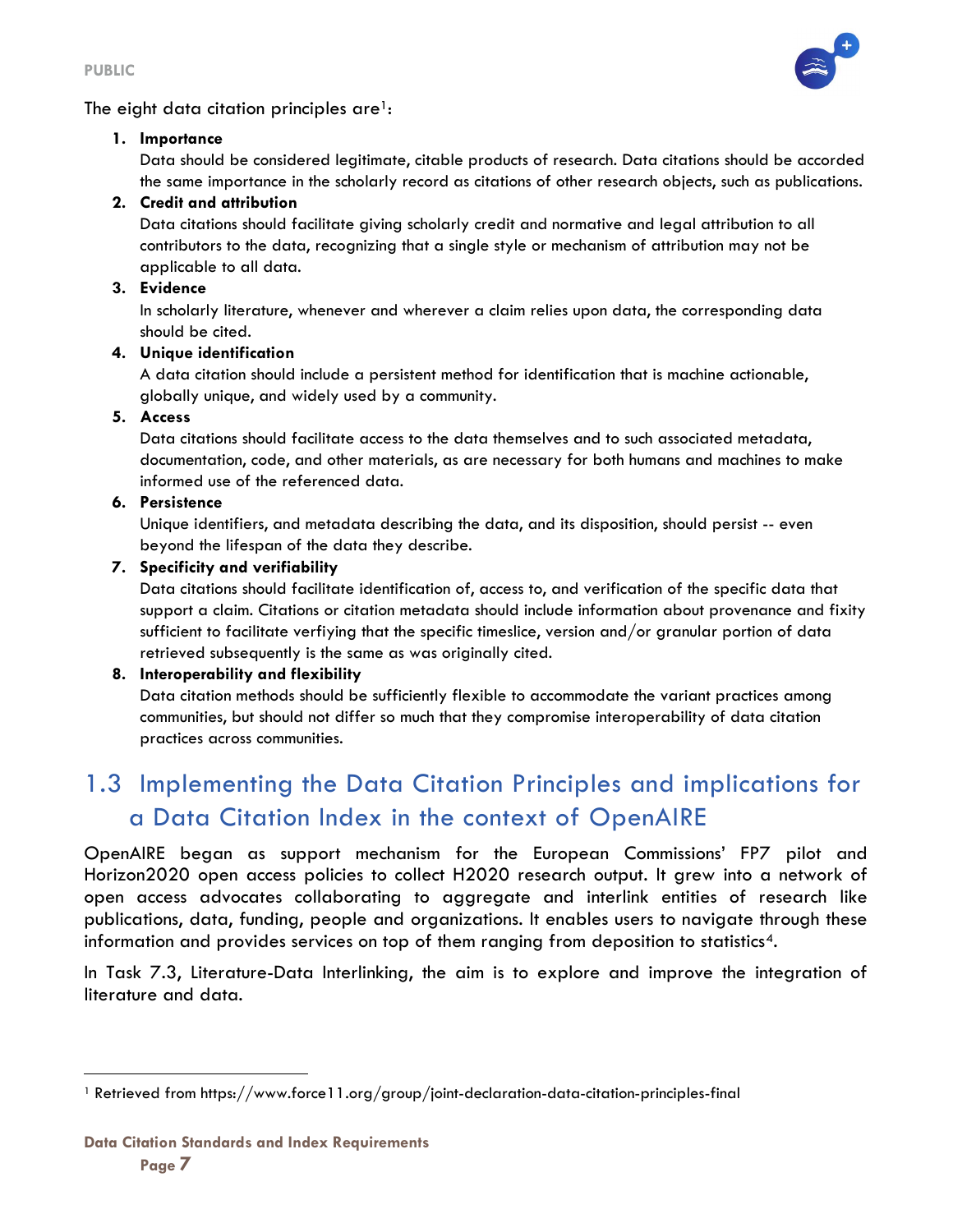The eight data citation principles are[1]:

1. **Importance**
   Data should be considered legitimate, citable products of research. Data citations should be accorded the same importance in the scholarly record as citations of other research objects, such as publications.
2. **Credit and attribution**
   Data citations should facilitate giving scholarly credit and normative and legal attribution to all contributors to the data, recognizing that a single style or mechanism of attribution may not be applicable to all data.
3. **Evidence**
   In scholarly literature, whenever and wherever a claim relies upon data, the corresponding data should be cited.
4. **Unique identification**
   A data citation should include a persistent method for identification that is machine actionable, globally unique, and widely used by a community.
5. **Access**
   Data citations should facilitate access to the data themselves and to such associated metadata, documentation, code, and other materials, as are necessary for both humans and machines to make informed use of the referenced data.
6. **Persistence**
   Unique identifiers, and metadata describing the data, and its disposition, should persist -- even beyond the lifespan of the data they describe.
7. **Specificity and verifiability**
   Data citations should facilitate identification of, access to, and verification of the specific data that support a claim. Citations or citation metadata should include information about provenance and fixity sufficient to facilitate verfiying that the specific timeslice, version and/or granular portion of data retrieved subsequently is the same as was originally cited.
8. **Interoperability and flexibility**
   Data citation methods should be sufficiently flexible to accommodate the variant practices among communities, but should not differ so much that they compromise interoperability of data citation practices across communities.

## 1.3 Implementing the Data Citation Principles and implications for a Data Citation Index in the context of OpenAIRE

OpenAIRE began as support mechanism for the European Commissions' FP7 pilot and Horizon2020 open access policies to collect H2020 research output. It grew into a network of open access advocates collaborating to aggregate and interlink entities of research like publications, data, funding, people and organizations. It enables users to navigate through these information and provides services on top of them ranging from deposition to statistics[4].

In Task 7.3, Literature-Data Interlinking, the aim is to explore and improve the integration of literature and data.

[1] Retrieved from https://www.force11.org/group/joint-declaration-data-citation-principles-final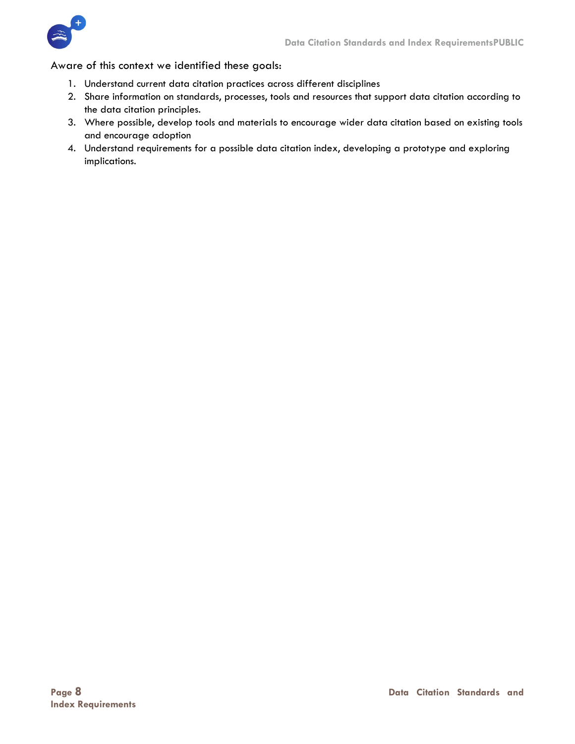Aware of this context we identified these goals:

1. Understand current data citation practices across different disciplines
2. Share information on standards, processes, tools and resources that support data citation according to the data citation principles.
3. Where possible, develop tools and materials to encourage wider data citation based on existing tools and encourage adoption
4. Understand requirements for a possible data citation index, developing a prototype and exploring implications.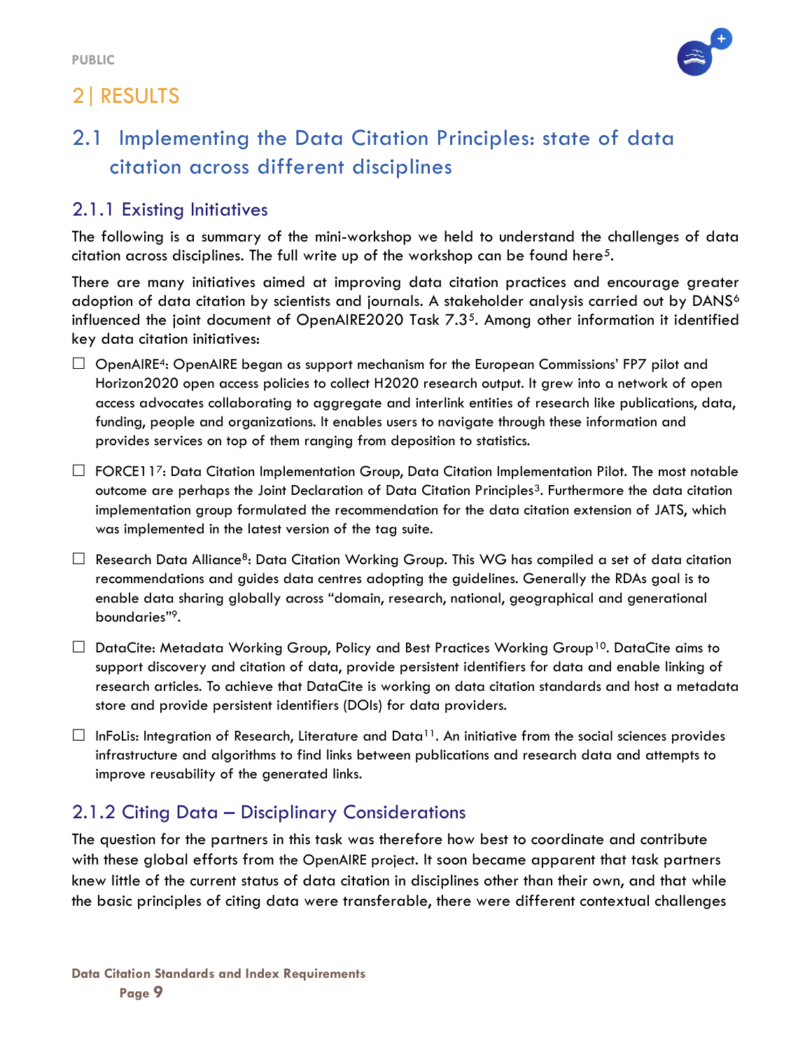# 2 | RESULTS

## 2.1 Implementing the Data Citation Principles: state of data citation across different disciplines

### 2.1.1 Existing Initiatives

The following is a summary of the mini-workshop we held to understand the challenges of data citation across disciplines. The full write up of the workshop can be found here[5].

There are many initiatives aimed at improving data citation practices and encourage greater adoption of data citation by scientists and journals. A stakeholder analysis carried out by DANS[6] influenced the joint document of OpenAIRE2020 Task 7.3[5]. Among other information it identified key data citation initiatives:

- OpenAIRE[4]: OpenAIRE began as support mechanism for the European Commissions' FP7 pilot and Horizon2020 open access policies to collect H2020 research output. It grew into a network of open access advocates collaborating to aggregate and interlink entities of research like publications, data, funding, people and organizations. It enables users to navigate through these information and provides services on top of them ranging from deposition to statistics.
- FORCE11[7]: Data Citation Implementation Group, Data Citation Implementation Pilot. The most notable outcome are perhaps the Joint Declaration of Data Citation Principles[3]. Furthermore the data citation implementation group formulated the recommendation for the data citation extension of JATS, which was implemented in the latest version of the tag suite.
- Research Data Alliance[8]: Data Citation Working Group. This WG has compiled a set of data citation recommendations and guides data centres adopting the guidelines. Generally the RDAs goal is to enable data sharing globally across "domain, research, national, geographical and generational boundaries"[9].
- DataCite: Metadata Working Group, Policy and Best Practices Working Group[10]. DataCite aims to support discovery and citation of data, provide persistent identifiers for data and enable linking of research articles. To achieve that DataCite is working on data citation standards and host a metadata store and provide persistent identifiers (DOIs) for data providers.
- InFoLis: Integration of Research, Literature and Data[11]. An initiative from the social sciences provides infrastructure and algorithms to find links between publications and research data and attempts to improve reusability of the generated links.

### 2.1.2 Citing Data – Disciplinary Considerations

The question for the partners in this task was therefore how best to coordinate and contribute with these global efforts from the OpenAIRE project. It soon became apparent that task partners knew little of the current status of data citation in disciplines other than their own, and that while the basic principles of citing data were transferable, there were different contextual challenges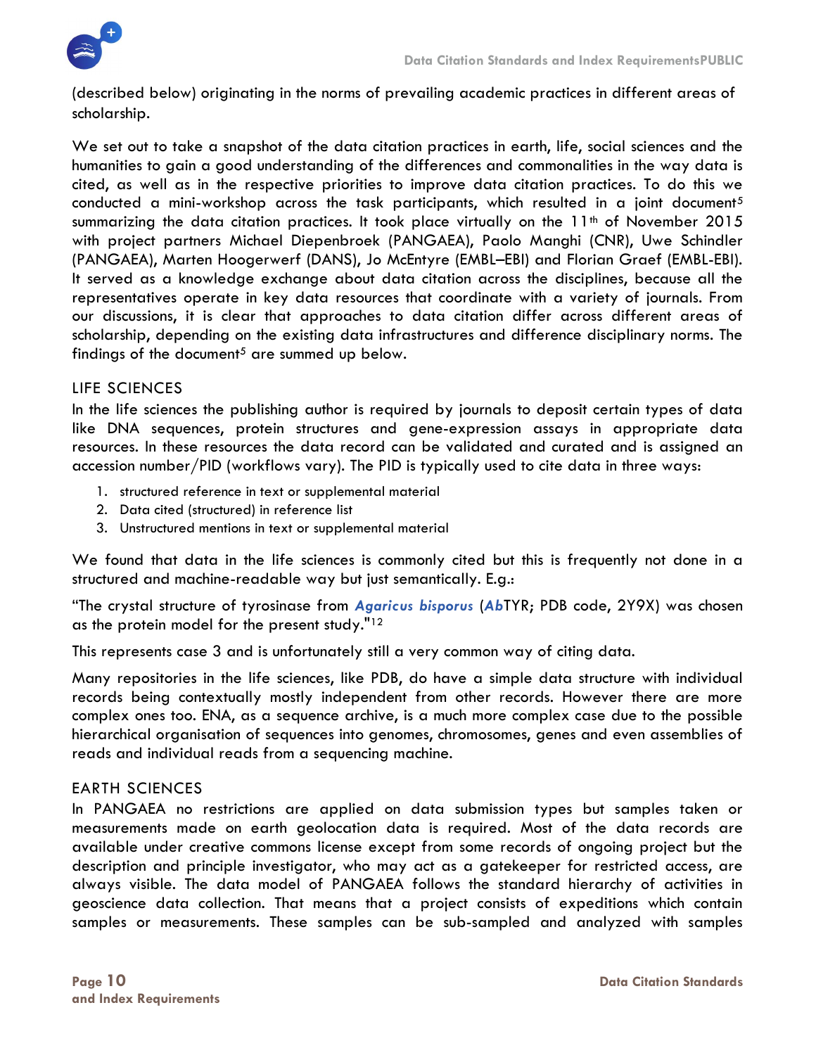(described below) originating in the norms of prevailing academic practices in different areas of scholarship.

We set out to take a snapshot of the data citation practices in earth, life, social sciences and the humanities to gain a good understanding of the differences and commonalities in the way data is cited, as well as in the respective priorities to improve data citation practices. To do this we conducted a mini-workshop across the task participants, which resulted in a joint document[5] summarizing the data citation practices. It took place virtually on the 11th of November 2015 with project partners Michael Diepenbroek (PANGAEA), Paolo Manghi (CNR), Uwe Schindler (PANGAEA), Marten Hoogerwerf (DANS), Jo McEntyre (EMBL–EBI) and Florian Graef (EMBL-EBI). It served as a knowledge exchange about data citation across the disciplines, because all the representatives operate in key data resources that coordinate with a variety of journals. From our discussions, it is clear that approaches to data citation differ across different areas of scholarship, depending on the existing data infrastructures and difference disciplinary norms. The findings of the document[5] are summed up below.

## LIFE SCIENCES

In the life sciences the publishing author is required by journals to deposit certain types of data like DNA sequences, protein structures and gene-expression assays in appropriate data resources. In these resources the data record can be validated and curated and is assigned an accession number/PID (workflows vary). The PID is typically used to cite data in three ways:

1. structured reference in text or supplemental material
2. Data cited (structured) in reference list
3. Unstructured mentions in text or supplemental material

We found that data in the life sciences is commonly cited but this is frequently not done in a structured and machine-readable way but just semantically. E.g.:

“The crystal structure of tyrosinase from ***Agaricus bisporus*** (***Ab***TYR; PDB code, 2Y9X) was chosen as the protein model for the present study."[12]

This represents case 3 and is unfortunately still a very common way of citing data.

Many repositories in the life sciences, like PDB, do have a simple data structure with individual records being contextually mostly independent from other records. However there are more complex ones too. ENA, as a sequence archive, is a much more complex case due to the possible hierarchical organisation of sequences into genomes, chromosomes, genes and even assemblies of reads and individual reads from a sequencing machine.

## EARTH SCIENCES

In PANGAEA no restrictions are applied on data submission types but samples taken or measurements made on earth geolocation data is required. Most of the data records are available under creative commons license except from some records of ongoing project but the description and principle investigator, who may act as a gatekeeper for restricted access, are always visible. The data model of PANGAEA follows the standard hierarchy of activities in geoscience data collection. That means that a project consists of expeditions which contain samples or measurements. These samples can be sub-sampled and analyzed with samples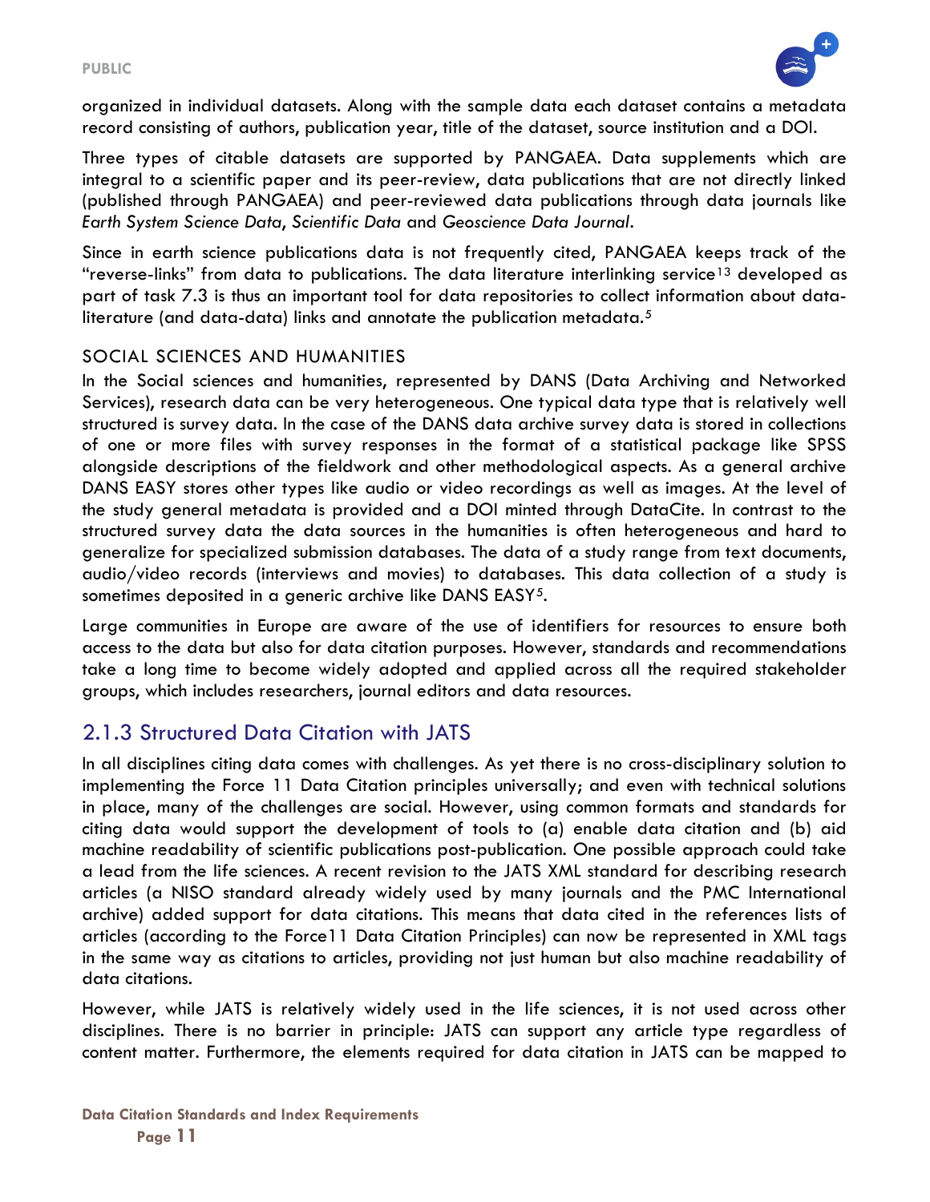organized in individual datasets. Along with the sample data each dataset contains a metadata record consisting of authors, publication year, title of the dataset, source institution and a DOI.

Three types of citable datasets are supported by PANGAEA. Data supplements which are integral to a scientific paper and its peer-review, data publications that are not directly linked (published through PANGAEA) and peer-reviewed data publications through data journals like *Earth System Science Data*, *Scientific Data* and *Geoscience Data Journal*.

Since in earth science publications data is not frequently cited, PANGAEA keeps track of the "reverse-links" from data to publications. The data literature interlinking service[13] developed as part of task 7.3 is thus an important tool for data repositories to collect information about data-literature (and data-data) links and annotate the publication metadata.[5]

#### SOCIAL SCIENCES AND HUMANITIES

In the Social sciences and humanities, represented by DANS (Data Archiving and Networked Services), research data can be very heterogeneous. One typical data type that is relatively well structured is survey data. In the case of the DANS data archive survey data is stored in collections of one or more files with survey responses in the format of a statistical package like SPSS alongside descriptions of the fieldwork and other methodological aspects. As a general archive DANS EASY stores other types like audio or video recordings as well as images. At the level of the study general metadata is provided and a DOI minted through DataCite. In contrast to the structured survey data the data sources in the humanities is often heterogeneous and hard to generalize for specialized submission databases. The data of a study range from text documents, audio/video records (interviews and movies) to databases. This data collection of a study is sometimes deposited in a generic archive like DANS EASY[5].

Large communities in Europe are aware of the use of identifiers for resources to ensure both access to the data but also for data citation purposes. However, standards and recommendations take a long time to become widely adopted and applied across all the required stakeholder groups, which includes researchers, journal editors and data resources.

### 2.1.3 Structured Data Citation with JATS

In all disciplines citing data comes with challenges. As yet there is no cross-disciplinary solution to implementing the Force 11 Data Citation principles universally; and even with technical solutions in place, many of the challenges are social. However, using common formats and standards for citing data would support the development of tools to (a) enable data citation and (b) aid machine readability of scientific publications post-publication. One possible approach could take a lead from the life sciences. A recent revision to the JATS XML standard for describing research articles (a NISO standard already widely used by many journals and the PMC International archive) added support for data citations. This means that data cited in the references lists of articles (according to the Force11 Data Citation Principles) can now be represented in XML tags in the same way as citations to articles, providing not just human but also machine readability of data citations.

However, while JATS is relatively widely used in the life sciences, it is not used across other disciplines. There is no barrier in principle: JATS can support any article type regardless of content matter. Furthermore, the elements required for data citation in JATS can be mapped to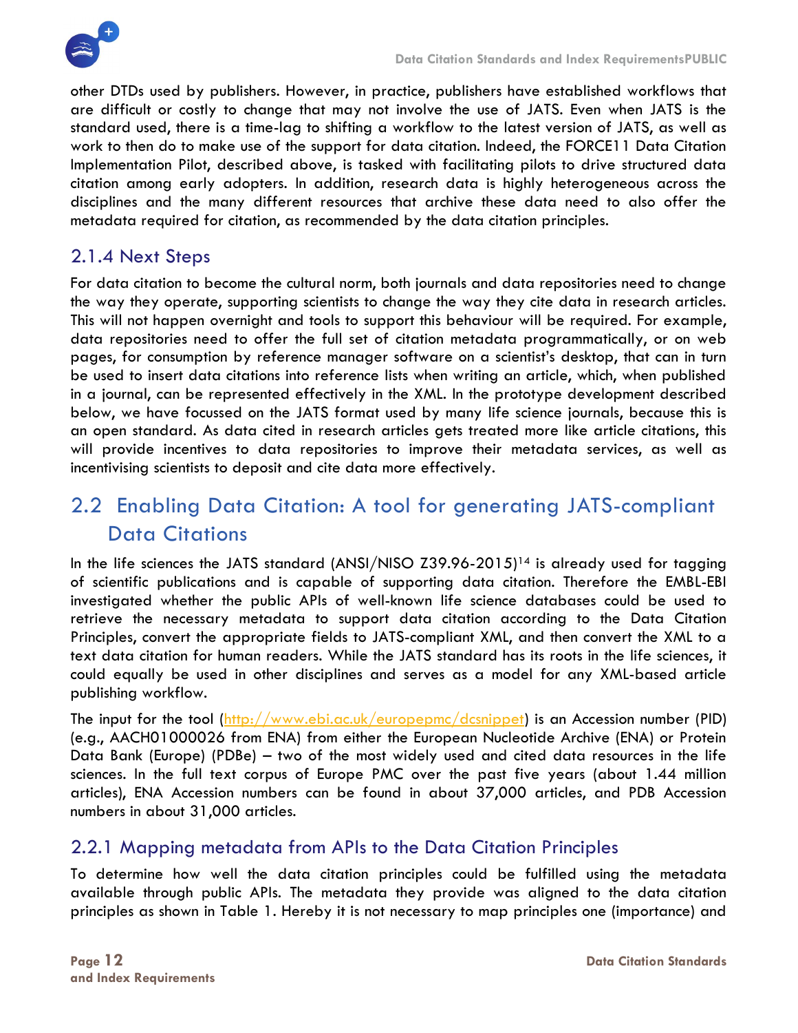other DTDs used by publishers. However, in practice, publishers have established workflows that are difficult or costly to change that may not involve the use of JATS. Even when JATS is the standard used, there is a time-lag to shifting a workflow to the latest version of JATS, as well as work to then do to make use of the support for data citation. Indeed, the FORCE11 Data Citation Implementation Pilot, described above, is tasked with facilitating pilots to drive structured data citation among early adopters. In addition, research data is highly heterogeneous across the disciplines and the many different resources that archive these data need to also offer the metadata required for citation, as recommended by the data citation principles.

### 2.1.4 Next Steps

For data citation to become the cultural norm, both journals and data repositories need to change the way they operate, supporting scientists to change the way they cite data in research articles. This will not happen overnight and tools to support this behaviour will be required. For example, data repositories need to offer the full set of citation metadata programmatically, or on web pages, for consumption by reference manager software on a scientist's desktop, that can in turn be used to insert data citations into reference lists when writing an article, which, when published in a journal, can be represented effectively in the XML. In the prototype development described below, we have focussed on the JATS format used by many life science journals, because this is an open standard. As data cited in research articles gets treated more like article citations, this will provide incentives to data repositories to improve their metadata services, as well as incentivising scientists to deposit and cite data more effectively.

## 2.2 Enabling Data Citation: A tool for generating JATS-compliant Data Citations

In the life sciences the JATS standard (ANSI/NISO Z39.96-2015)[14] is already used for tagging of scientific publications and is capable of supporting data citation. Therefore the EMBL-EBI investigated whether the public APIs of well-known life science databases could be used to retrieve the necessary metadata to support data citation according to the Data Citation Principles, convert the appropriate fields to JATS-compliant XML, and then convert the XML to a text data citation for human readers. While the JATS standard has its roots in the life sciences, it could equally be used in other disciplines and serves as a model for any XML-based article publishing workflow.

The input for the tool (http://www.ebi.ac.uk/europepmc/dcsnippet) is an Accession number (PID) (e.g., AACH01000026 from ENA) from either the European Nucleotide Archive (ENA) or Protein Data Bank (Europe) (PDBe) – two of the most widely used and cited data resources in the life sciences. In the full text corpus of Europe PMC over the past five years (about 1.44 million articles), ENA Accession numbers can be found in about 37,000 articles, and PDB Accession numbers in about 31,000 articles.

### 2.2.1 Mapping metadata from APIs to the Data Citation Principles

To determine how well the data citation principles could be fulfilled using the metadata available through public APIs. The metadata they provide was aligned to the data citation principles as shown in Table 1. Hereby it is not necessary to map principles one (importance) and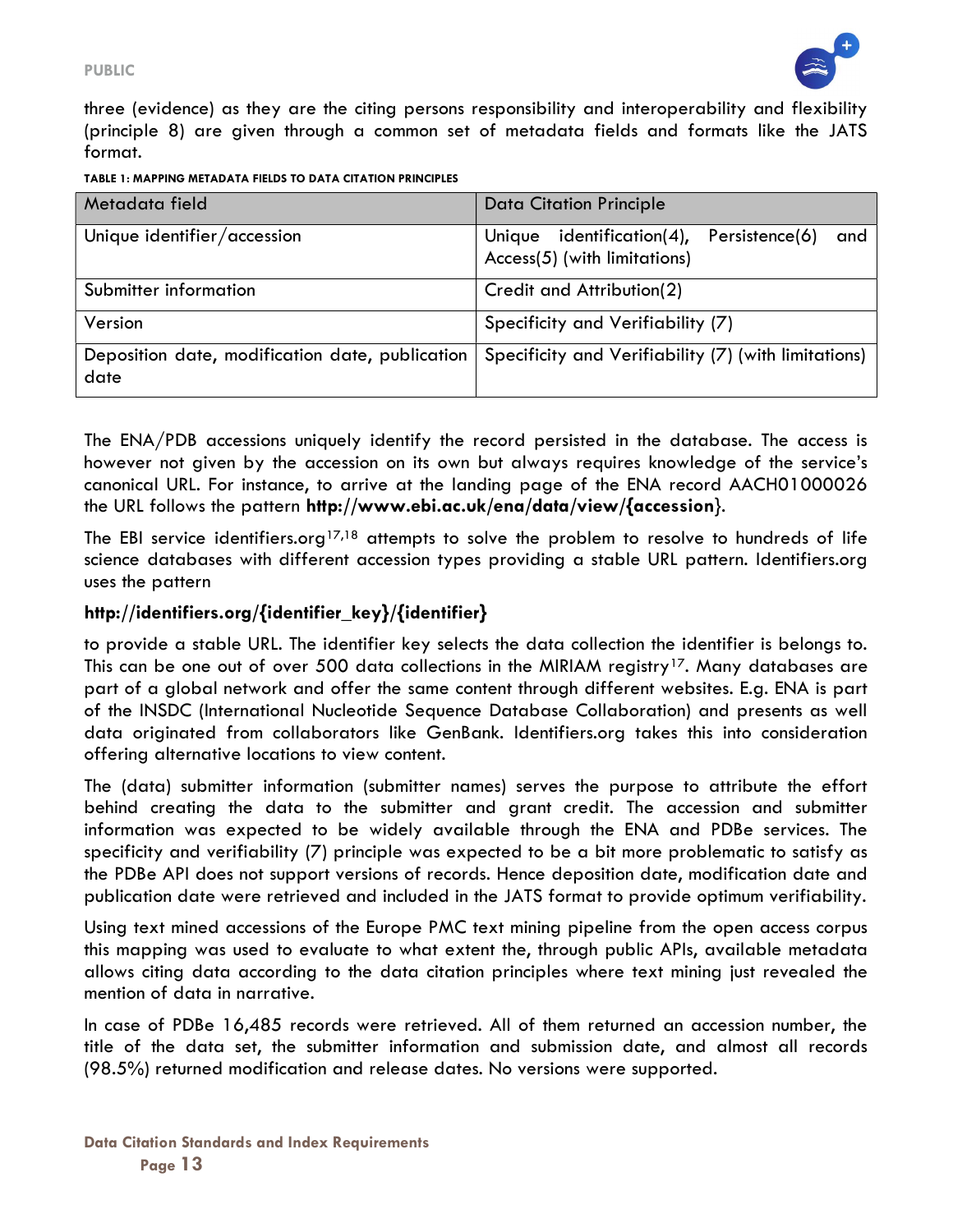three (evidence) as they are the citing persons responsibility and interoperability and flexibility (principle 8) are given through a common set of metadata fields and formats like the JATS format.

TABLE 1: MAPPING METADATA FIELDS TO DATA CITATION PRINCIPLES

| Metadata field | Data Citation Principle |
|---|---|
| Unique identifier/accession | Unique identification(4), Persistence(6) and Access(5) (with limitations) |
| Submitter information | Credit and Attribution(2) |
| Version | Specificity and Verifiability (7) |
| Deposition date, modification date, publication date | Specificity and Verifiability (7) (with limitations) |

The ENA/PDB accessions uniquely identify the record persisted in the database. The access is however not given by the accession on its own but always requires knowledge of the service's canonical URL. For instance, to arrive at the landing page of the ENA record AACH01000026 the URL follows the pattern **http://www.ebi.ac.uk/ena/data/view/{accession}**.

The EBI service identifiers.org[17,18] attempts to solve the problem to resolve to hundreds of life science databases with different accession types providing a stable URL pattern. Identifiers.org uses the pattern

**http://identifiers.org/{identifier_key}/{identifier}**

to provide a stable URL. The identifier key selects the data collection the identifier is belongs to. This can be one out of over 500 data collections in the MIRIAM registry[17]. Many databases are part of a global network and offer the same content through different websites. E.g. ENA is part of the INSDC (International Nucleotide Sequence Database Collaboration) and presents as well data originated from collaborators like GenBank. Identifiers.org takes this into consideration offering alternative locations to view content.

The (data) submitter information (submitter names) serves the purpose to attribute the effort behind creating the data to the submitter and grant credit. The accession and submitter information was expected to be widely available through the ENA and PDBe services. The specificity and verifiability (7) principle was expected to be a bit more problematic to satisfy as the PDBe API does not support versions of records. Hence deposition date, modification date and publication date were retrieved and included in the JATS format to provide optimum verifiability.

Using text mined accessions of the Europe PMC text mining pipeline from the open access corpus this mapping was used to evaluate to what extent the, through public APIs, available metadata allows citing data according to the data citation principles where text mining just revealed the mention of data in narrative.

In case of PDBe 16,485 records were retrieved. All of them returned an accession number, the title of the data set, the submitter information and submission date, and almost all records (98.5%) returned modification and release dates. No versions were supported.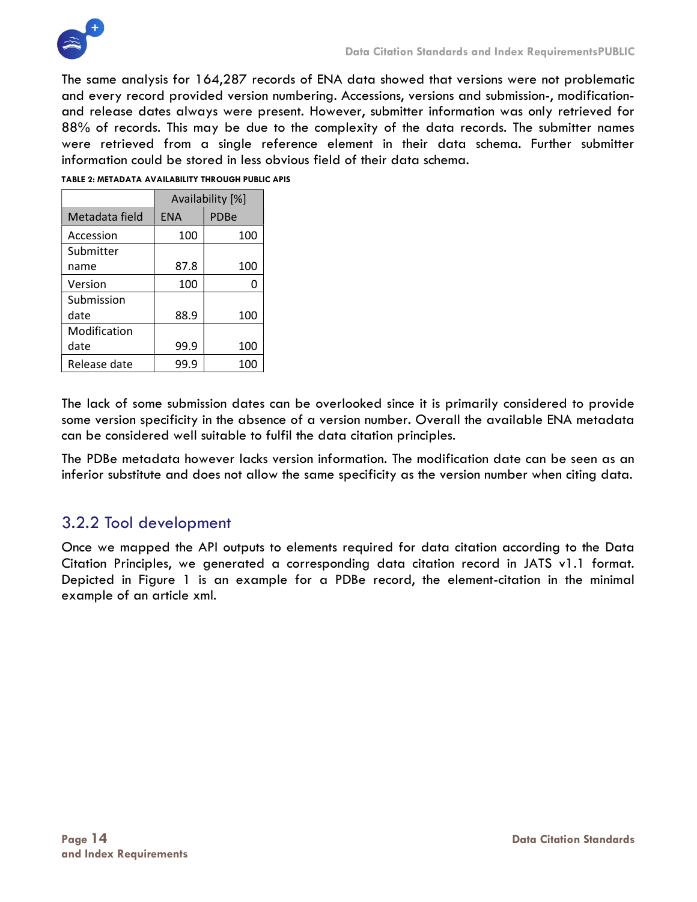The same analysis for 164,287 records of ENA data showed that versions were not problematic and every record provided version numbering. Accessions, versions and submission-, modification- and release dates always were present. However, submitter information was only retrieved for 88% of records. This may be due to the complexity of the data records. The submitter names were retrieved from a single reference element in their data schema. Further submitter information could be stored in less obvious field of their data schema.

**TABLE 2: METADATA AVAILABILITY THROUGH PUBLIC APIS**

| | Availability [%] | |
|---|---|---|
| Metadata field | ENA | PDBe |
| Accession | 100 | 100 |
| Submitter name | 87.8 | 100 |
| Version | 100 | 0 |
| Submission date | 88.9 | 100 |
| Modification date | 99.9 | 100 |
| Release date | 99.9 | 100 |

The lack of some submission dates can be overlooked since it is primarily considered to provide some version specificity in the absence of a version number. Overall the available ENA metadata can be considered well suitable to fulfil the data citation principles.

The PDBe metadata however lacks version information. The modification date can be seen as an inferior substitute and does not allow the same specificity as the version number when citing data.

### 3.2.2 Tool development

Once we mapped the API outputs to elements required for data citation according to the Data Citation Principles, we generated a corresponding data citation record in JATS v1.1 format. Depicted in Figure 1 is an example for a PDBe record, the element-citation in the minimal example of an article xml.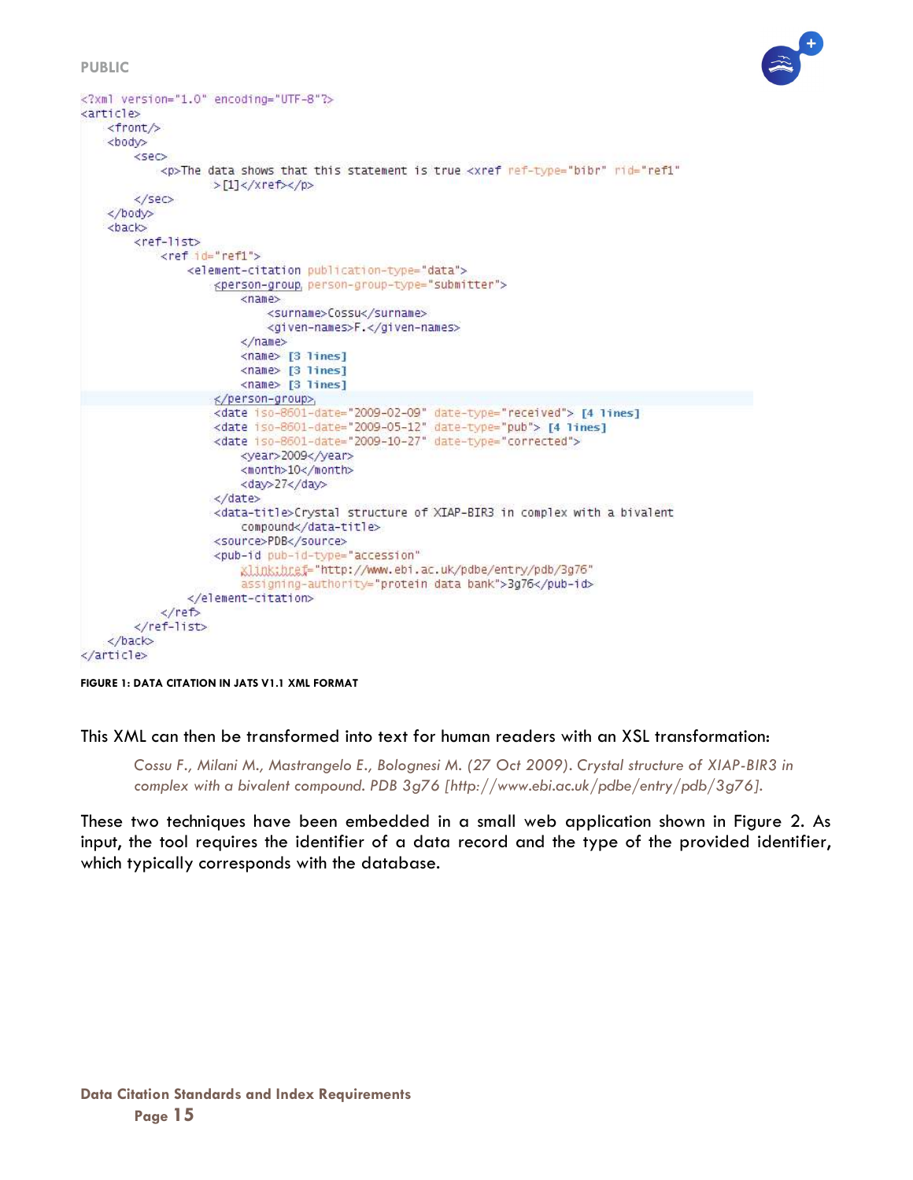```xml
<?xml version="1.0" encoding="UTF-8"?>
<article>
    <front/>
    <body>
        <sec>
            <p>The data shows that this statement is true <xref ref-type="bibr" rid="ref1"
                >[1]</xref></p>
        </sec>
    </body>
    <back>
        <ref-list>
            <ref id="ref1">
                <element-citation publication-type="data">
                    <person-group person-group-type="submitter">
                        <name>
                            <surname>Cossu</surname>
                            <given-names>F.</given-names>
                        </name>
                        <name> [3 lines]
                        <name> [3 lines]
                        <name> [3 lines]
                    </person-group>
                    <date iso-8601-date="2009-02-09" date-type="received"> [4 lines]
                    <date iso-8601-date="2009-05-12" date-type="pub"> [4 lines]
                    <date iso-8601-date="2009-10-27" date-type="corrected">
                        <year>2009</year>
                        <month>10</month>
                        <day>27</day>
                    </date>
                    <data-title>Crystal structure of XIAP-BIR3 in complex with a bivalent
                        compound</data-title>
                    <source>PDB</source>
                    <pub-id pub-id-type="accession"
                        xlink:href="http://www.ebi.ac.uk/pdbe/entry/pdb/3g76"
                        assigning-authority="protein data bank">3g76</pub-id>
                </element-citation>
            </ref>
        </ref-list>
    </back>
</article>
```

**FIGURE 1: DATA CITATION IN JATS V1.1 XML FORMAT**

This XML can then be transformed into text for human readers with an XSL transformation:

> *Cossu F., Milani M., Mastrangelo E., Bolognesi M. (27 Oct 2009). Crystal structure of XIAP-BIR3 in complex with a bivalent compound. PDB 3g76 [http://www.ebi.ac.uk/pdbe/entry/pdb/3g76].*

These two techniques have been embedded in a small web application shown in Figure 2. As input, the tool requires the identifier of a data record and the type of the provided identifier, which typically corresponds with the database.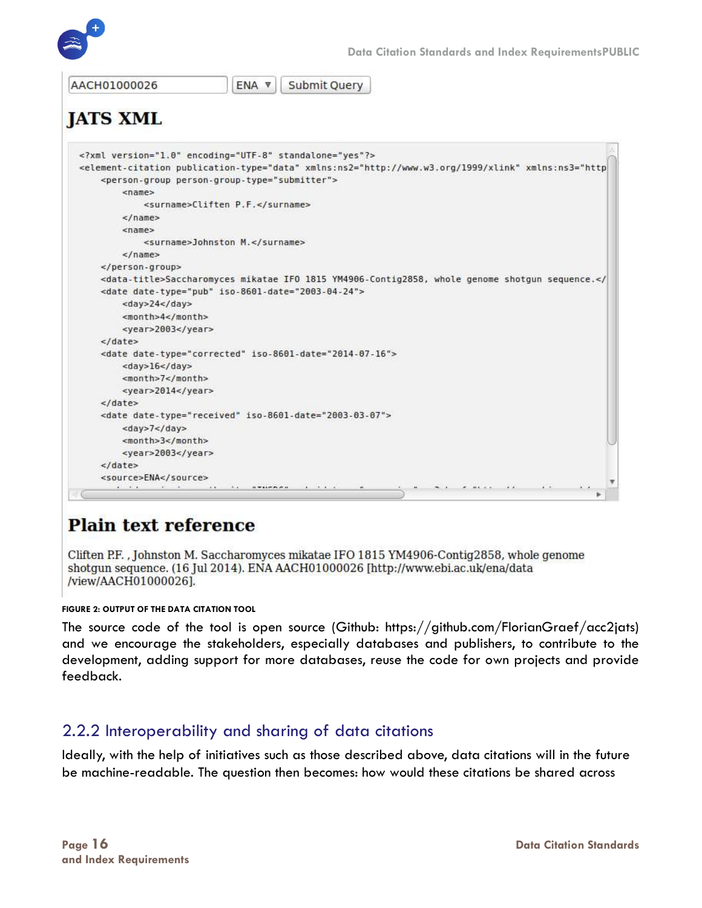AACH01000026 | ENA ▼ | Submit Query

## JATS XML

```
<?xml version="1.0" encoding="UTF-8" standalone="yes"?>
<element-citation publication-type="data" xmlns:ns2="http://www.w3.org/1999/xlink" xmlns:ns3="http
    <person-group person-group-type="submitter">
        <name>
            <surname>Cliften P.F.</surname>
        </name>
        <name>
            <surname>Johnston M.</surname>
        </name>
    </person-group>
    <data-title>Saccharomyces mikatae IFO 1815 YM4906-Contig2858, whole genome shotgun sequence.</
    <date date-type="pub" iso-8601-date="2003-04-24">
        <day>24</day>
        <month>4</month>
        <year>2003</year>
    </date>
    <date date-type="corrected" iso-8601-date="2014-07-16">
        <day>16</day>
        <month>7</month>
        <year>2014</year>
    </date>
    <date date-type="received" iso-8601-date="2003-03-07">
        <day>7</day>
        <month>3</month>
        <year>2003</year>
    </date>
    <source>ENA</source>
```

## Plain text reference

Cliften P.F. , Johnston M. Saccharomyces mikatae IFO 1815 YM4906-Contig2858, whole genome shotgun sequence. (16 Jul 2014). ENA AACH01000026 [http://www.ebi.ac.uk/ena/data/view/AACH01000026].

**FIGURE 2: OUTPUT OF THE DATA CITATION TOOL**

The source code of the tool is open source (Github: https://github.com/FlorianGraef/acc2jats) and we encourage the stakeholders, especially databases and publishers, to contribute to the development, adding support for more databases, reuse the code for own projects and provide feedback.

### 2.2.2 Interoperability and sharing of data citations

Ideally, with the help of initiatives such as those described above, data citations will in the future be machine-readable. The question then becomes: how would these citations be shared across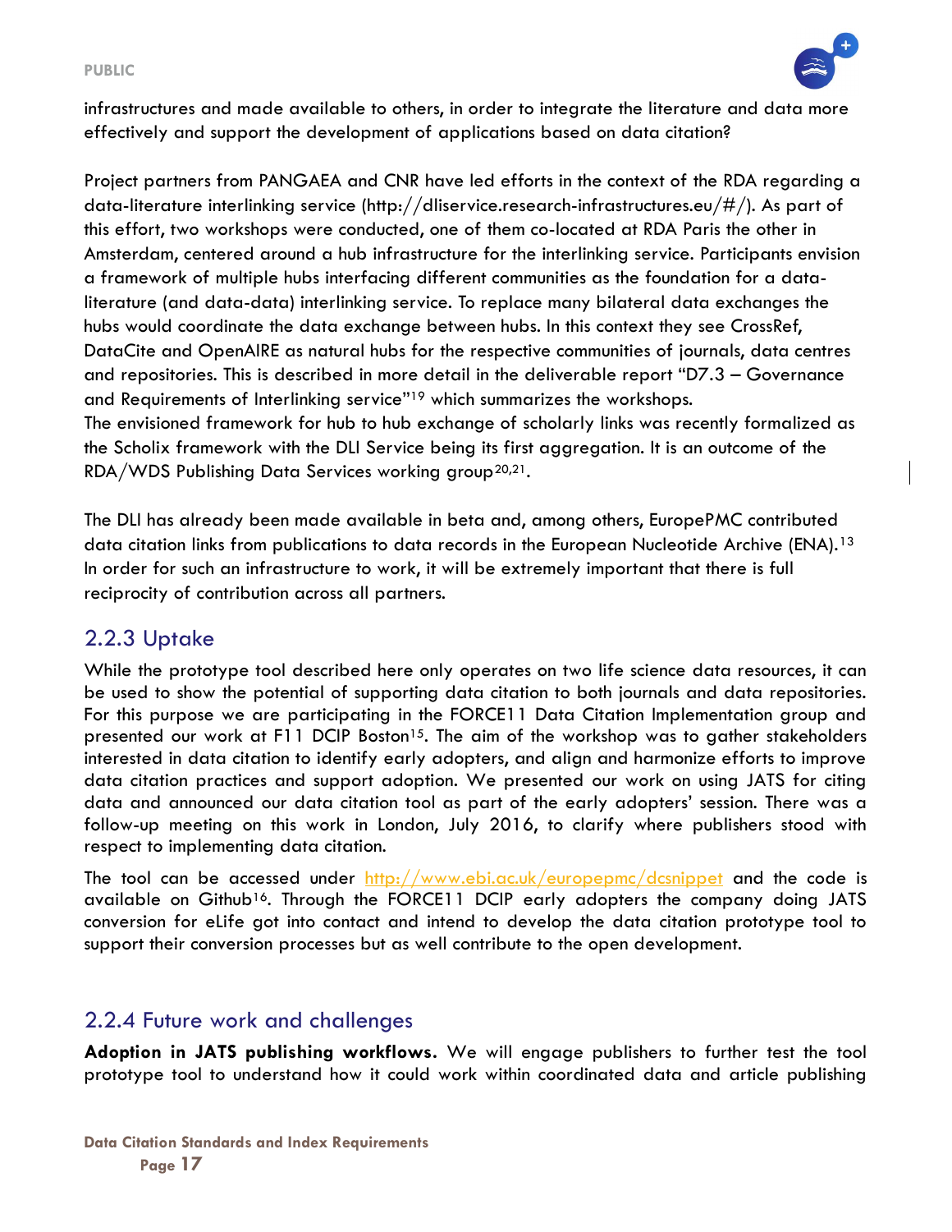infrastructures and made available to others, in order to integrate the literature and data more effectively and support the development of applications based on data citation?

Project partners from PANGAEA and CNR have led efforts in the context of the RDA regarding a data-literature interlinking service (http://dliservice.research-infrastructures.eu/#/). As part of this effort, two workshops were conducted, one of them co-located at RDA Paris the other in Amsterdam, centered around a hub infrastructure for the interlinking service. Participants envision a framework of multiple hubs interfacing different communities as the foundation for a data-literature (and data-data) interlinking service. To replace many bilateral data exchanges the hubs would coordinate the data exchange between hubs. In this context they see CrossRef, DataCite and OpenAIRE as natural hubs for the respective communities of journals, data centres and repositories. This is described in more detail in the deliverable report "D7.3 – Governance and Requirements of Interlinking service"[19] which summarizes the workshops.
The envisioned framework for hub to hub exchange of scholarly links was recently formalized as the Scholix framework with the DLI Service being its first aggregation. It is an outcome of the RDA/WDS Publishing Data Services working group[20,21].

The DLI has already been made available in beta and, among others, EuropePMC contributed data citation links from publications to data records in the European Nucleotide Archive (ENA).[13] In order for such an infrastructure to work, it will be extremely important that there is full reciprocity of contribution across all partners.

### 2.2.3 Uptake

While the prototype tool described here only operates on two life science data resources, it can be used to show the potential of supporting data citation to both journals and data repositories. For this purpose we are participating in the FORCE11 Data Citation Implementation group and presented our work at F11 DCIP Boston[15]. The aim of the workshop was to gather stakeholders interested in data citation to identify early adopters, and align and harmonize efforts to improve data citation practices and support adoption. We presented our work on using JATS for citing data and announced our data citation tool as part of the early adopters' session. There was a follow-up meeting on this work in London, July 2016, to clarify where publishers stood with respect to implementing data citation.

The tool can be accessed under http://www.ebi.ac.uk/europepmc/dcsnippet and the code is available on Github[16]. Through the FORCE11 DCIP early adopters the company doing JATS conversion for eLife got into contact and intend to develop the data citation prototype tool to support their conversion processes but as well contribute to the open development.

### 2.2.4 Future work and challenges

**Adoption in JATS publishing workflows.** We will engage publishers to further test the tool prototype tool to understand how it could work within coordinated data and article publishing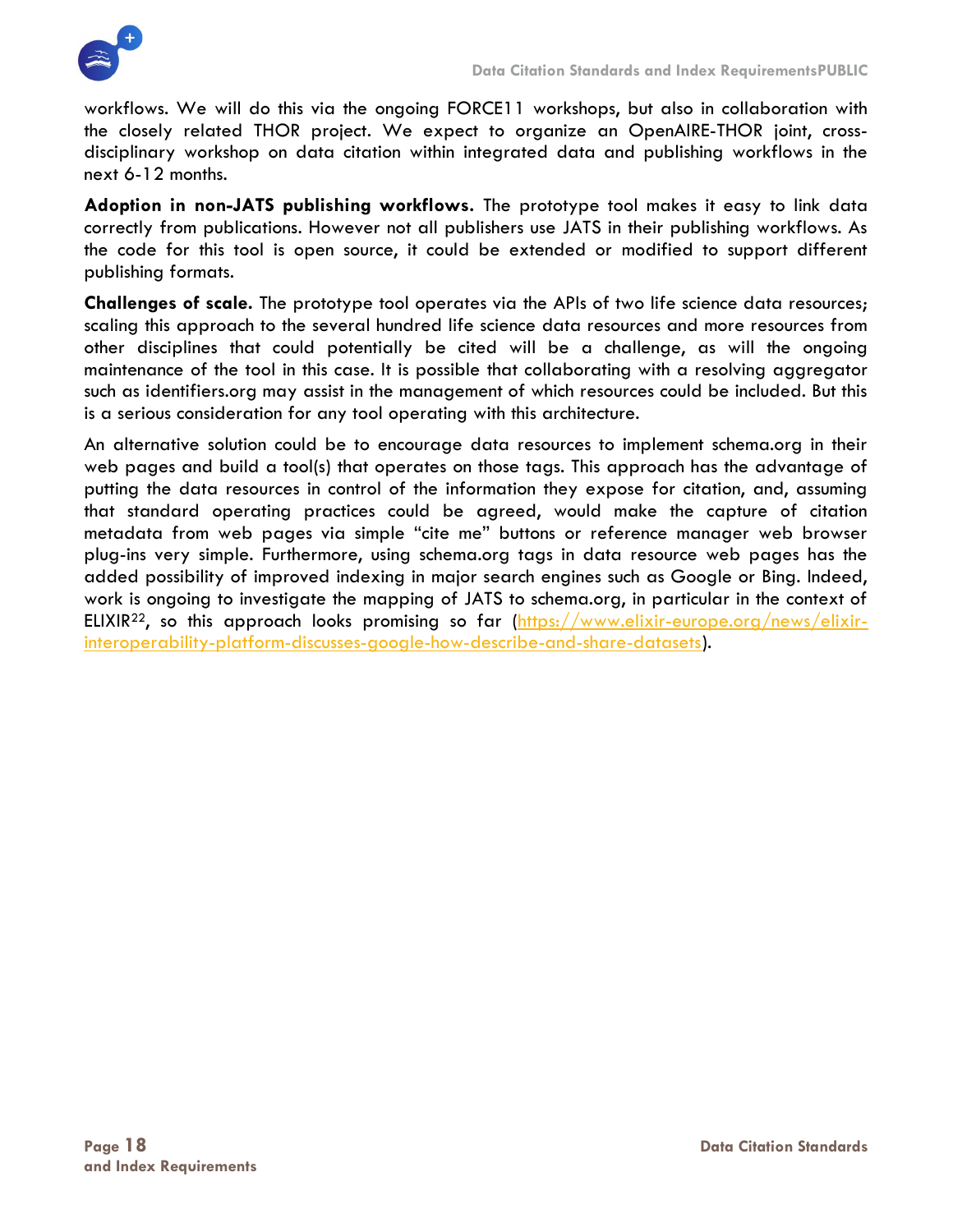workflows. We will do this via the ongoing FORCE11 workshops, but also in collaboration with the closely related THOR project. We expect to organize an OpenAIRE-THOR joint, cross-disciplinary workshop on data citation within integrated data and publishing workflows in the next 6-12 months.

**Adoption in non-JATS publishing workflows.** The prototype tool makes it easy to link data correctly from publications. However not all publishers use JATS in their publishing workflows. As the code for this tool is open source, it could be extended or modified to support different publishing formats.

**Challenges of scale.** The prototype tool operates via the APIs of two life science data resources; scaling this approach to the several hundred life science data resources and more resources from other disciplines that could potentially be cited will be a challenge, as will the ongoing maintenance of the tool in this case. It is possible that collaborating with a resolving aggregator such as identifiers.org may assist in the management of which resources could be included. But this is a serious consideration for any tool operating with this architecture.

An alternative solution could be to encourage data resources to implement schema.org in their web pages and build a tool(s) that operates on those tags. This approach has the advantage of putting the data resources in control of the information they expose for citation, and, assuming that standard operating practices could be agreed, would make the capture of citation metadata from web pages via simple "cite me" buttons or reference manager web browser plug-ins very simple. Furthermore, using schema.org tags in data resource web pages has the added possibility of improved indexing in major search engines such as Google or Bing. Indeed, work is ongoing to investigate the mapping of JATS to schema.org, in particular in the context of ELIXIR[22], so this approach looks promising so far (https://www.elixir-europe.org/news/elixir-interoperability-platform-discusses-google-how-describe-and-share-datasets).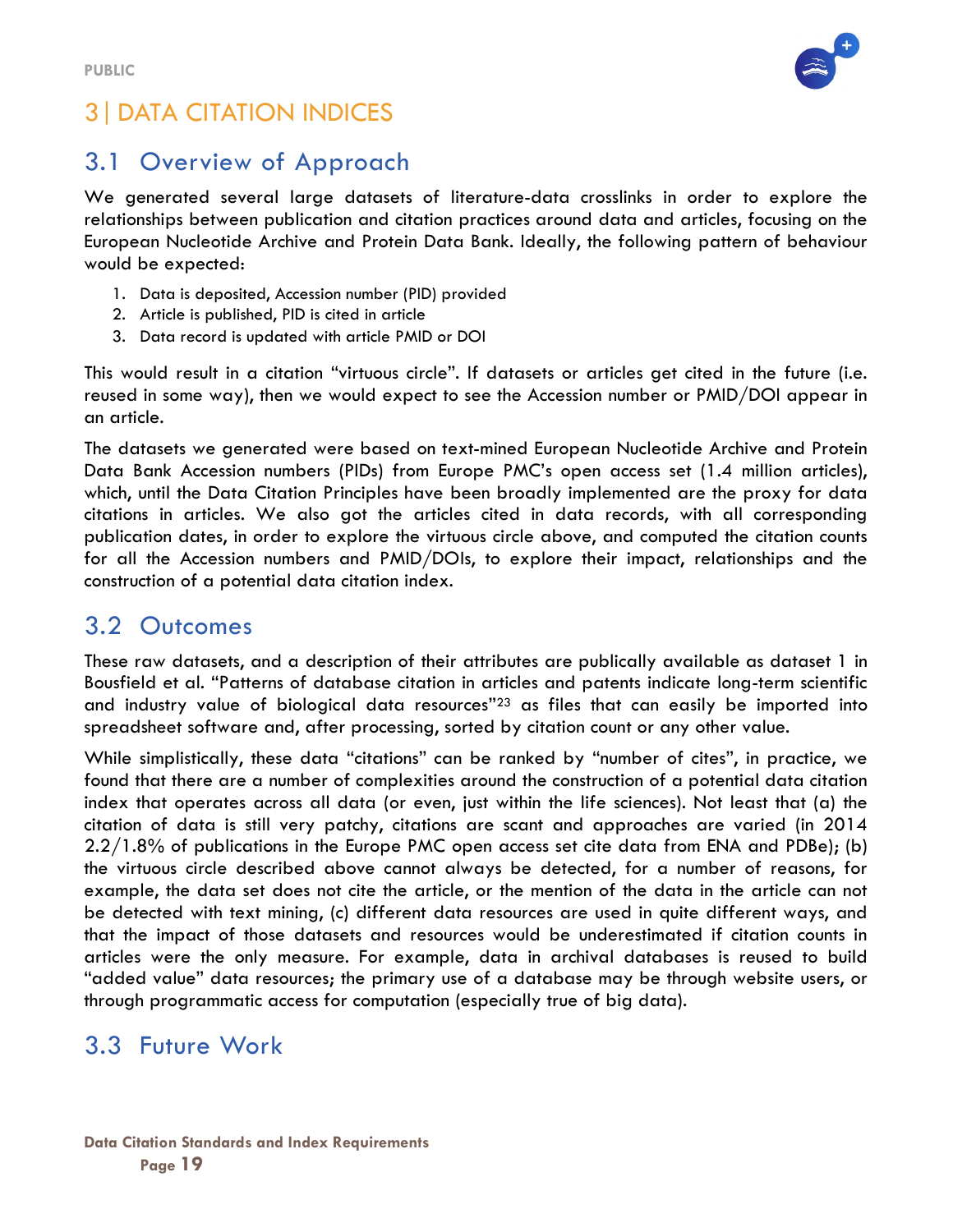# 3 | DATA CITATION INDICES

## 3.1 Overview of Approach

We generated several large datasets of literature-data crosslinks in order to explore the relationships between publication and citation practices around data and articles, focusing on the European Nucleotide Archive and Protein Data Bank. Ideally, the following pattern of behaviour would be expected:

1. Data is deposited, Accession number (PID) provided
2. Article is published, PID is cited in article
3. Data record is updated with article PMID or DOI

This would result in a citation "virtuous circle". If datasets or articles get cited in the future (i.e. reused in some way), then we would expect to see the Accession number or PMID/DOI appear in an article.

The datasets we generated were based on text-mined European Nucleotide Archive and Protein Data Bank Accession numbers (PIDs) from Europe PMC's open access set (1.4 million articles), which, until the Data Citation Principles have been broadly implemented are the proxy for data citations in articles. We also got the articles cited in data records, with all corresponding publication dates, in order to explore the virtuous circle above, and computed the citation counts for all the Accession numbers and PMID/DOIs, to explore their impact, relationships and the construction of a potential data citation index.

## 3.2 Outcomes

These raw datasets, and a description of their attributes are publically available as dataset 1 in Bousfield et al. "Patterns of database citation in articles and patents indicate long-term scientific and industry value of biological data resources"[23] as files that can easily be imported into spreadsheet software and, after processing, sorted by citation count or any other value.

While simplistically, these data "citations" can be ranked by "number of cites", in practice, we found that there are a number of complexities around the construction of a potential data citation index that operates across all data (or even, just within the life sciences). Not least that (a) the citation of data is still very patchy, citations are scant and approaches are varied (in 2014 2.2/1.8% of publications in the Europe PMC open access set cite data from ENA and PDBe); (b) the virtuous circle described above cannot always be detected, for a number of reasons, for example, the data set does not cite the article, or the mention of the data in the article can not be detected with text mining, (c) different data resources are used in quite different ways, and that the impact of those datasets and resources would be underestimated if citation counts in articles were the only measure. For example, data in archival databases is reused to build "added value" data resources; the primary use of a database may be through website users, or through programmatic access for computation (especially true of big data).

## 3.3 Future Work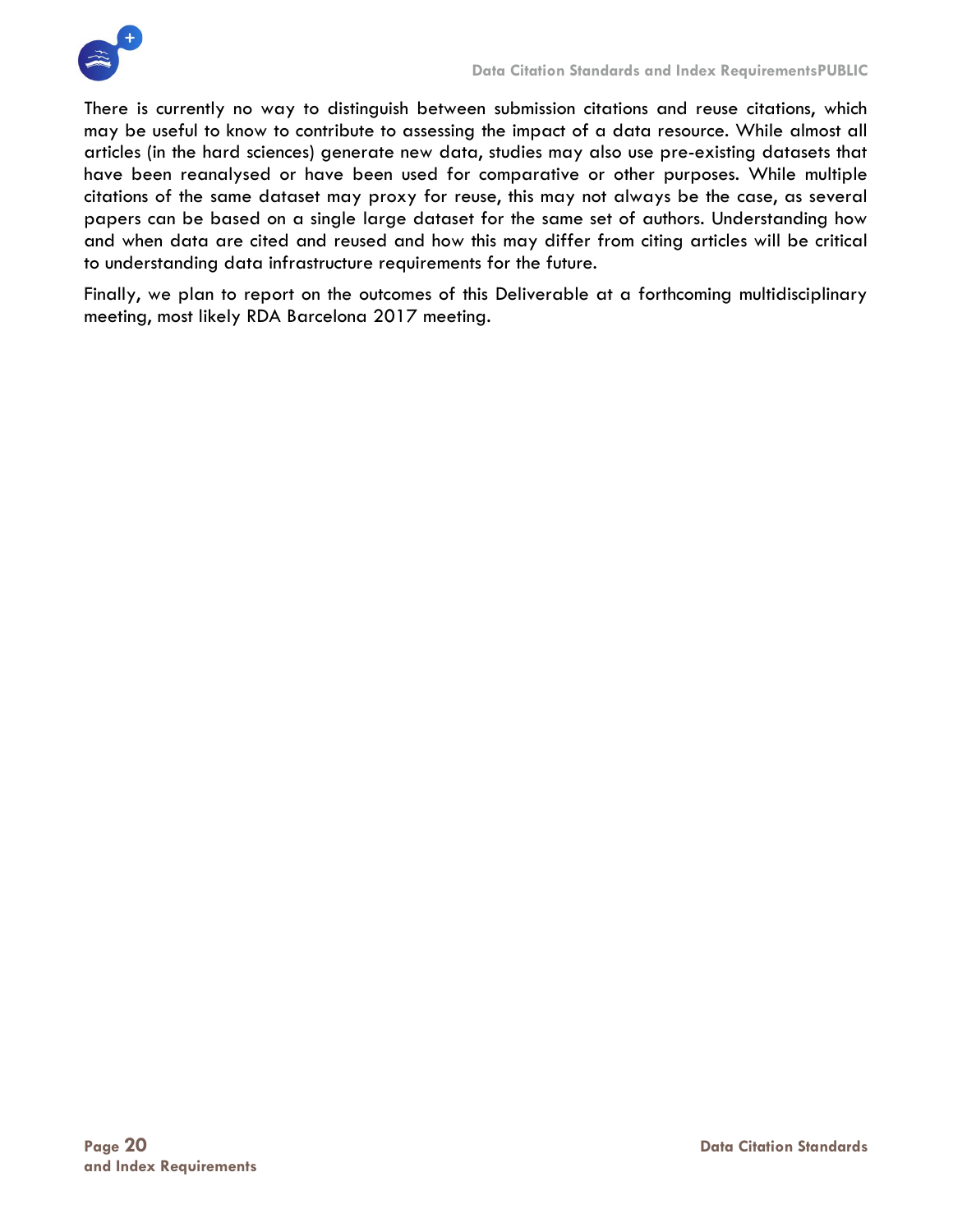There is currently no way to distinguish between submission citations and reuse citations, which may be useful to know to contribute to assessing the impact of a data resource. While almost all articles (in the hard sciences) generate new data, studies may also use pre-existing datasets that have been reanalysed or have been used for comparative or other purposes. While multiple citations of the same dataset may proxy for reuse, this may not always be the case, as several papers can be based on a single large dataset for the same set of authors. Understanding how and when data are cited and reused and how this may differ from citing articles will be critical to understanding data infrastructure requirements for the future.

Finally, we plan to report on the outcomes of this Deliverable at a forthcoming multidisciplinary meeting, most likely RDA Barcelona 2017 meeting.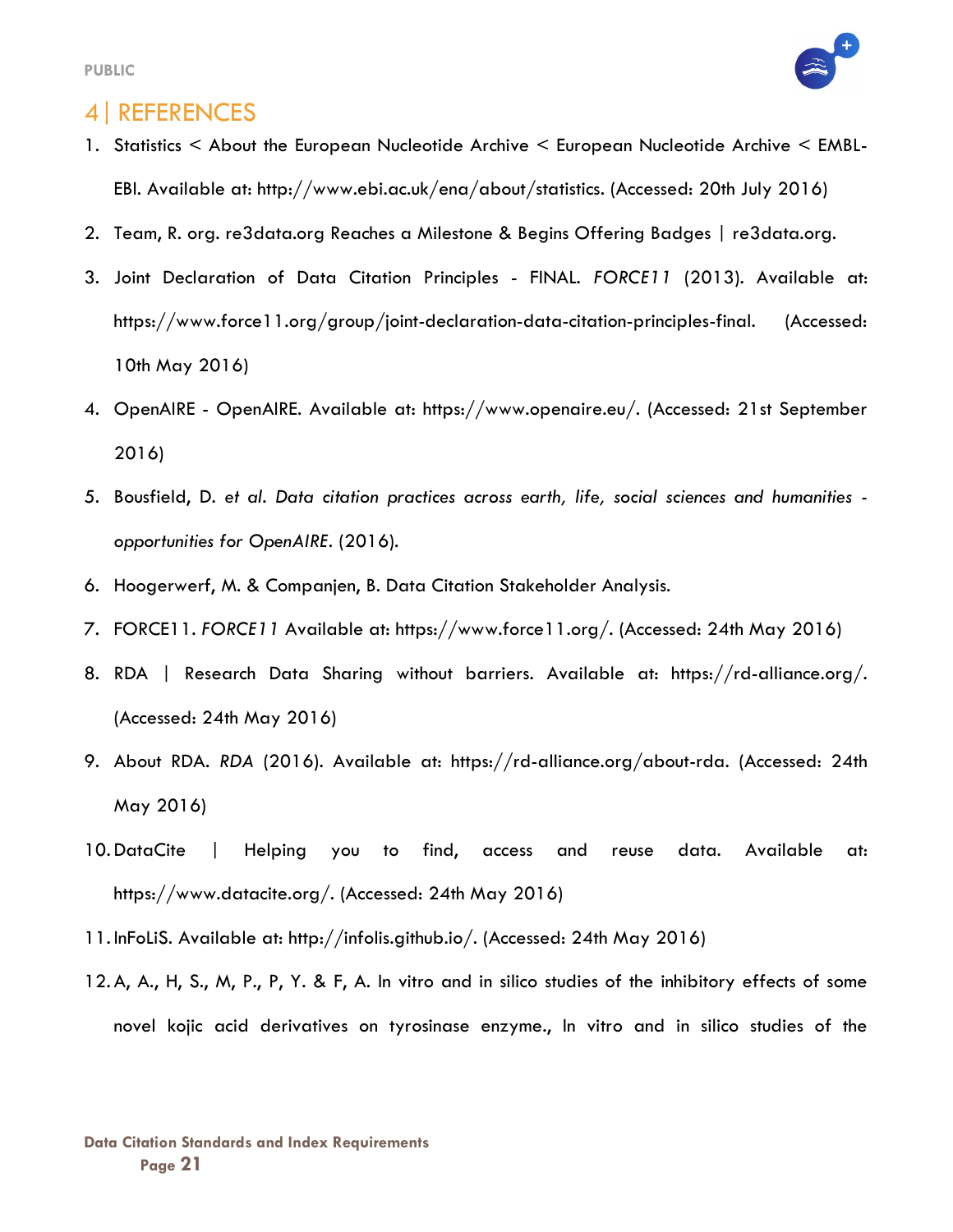# 4 | REFERENCES

1. Statistics < About the European Nucleotide Archive < European Nucleotide Archive < EMBL-EBI. Available at: http://www.ebi.ac.uk/ena/about/statistics. (Accessed: 20th July 2016)
2. Team, R. org. re3data.org Reaches a Milestone & Begins Offering Badges | re3data.org.
3. Joint Declaration of Data Citation Principles - FINAL. *FORCE11* (2013). Available at: https://www.force11.org/group/joint-declaration-data-citation-principles-final. (Accessed: 10th May 2016)
4. OpenAIRE - OpenAIRE. Available at: https://www.openaire.eu/. (Accessed: 21st September 2016)
5. Bousfield, D. *et al. Data citation practices across earth, life, social sciences and humanities - opportunities for OpenAIRE*. (2016).
6. Hoogerwerf, M. & Companjen, B. Data Citation Stakeholder Analysis.
7. FORCE11. *FORCE11* Available at: https://www.force11.org/. (Accessed: 24th May 2016)
8. RDA | Research Data Sharing without barriers. Available at: https://rd-alliance.org/. (Accessed: 24th May 2016)
9. About RDA. *RDA* (2016). Available at: https://rd-alliance.org/about-rda. (Accessed: 24th May 2016)
10. DataCite | Helping you to find, access and reuse data. Available at: https://www.datacite.org/. (Accessed: 24th May 2016)
11. InFoLiS. Available at: http://infolis.github.io/. (Accessed: 24th May 2016)
12. A, A., H, S., M, P., P, Y. & F, A. In vitro and in silico studies of the inhibitory effects of some novel kojic acid derivatives on tyrosinase enzyme., In vitro and in silico studies of the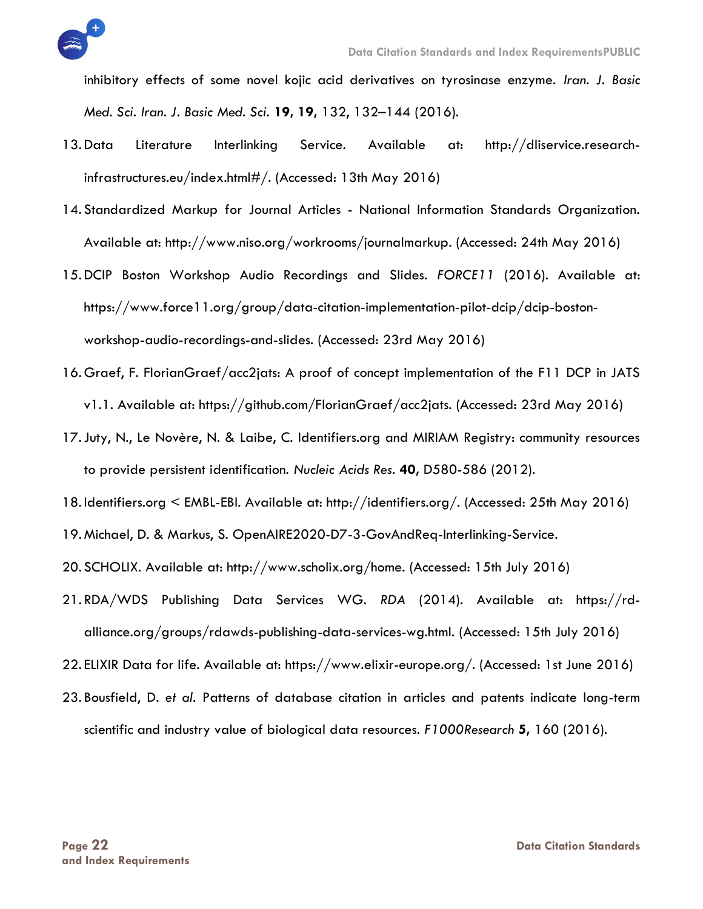inhibitory effects of some novel kojic acid derivatives on tyrosinase enzyme. *Iran. J. Basic Med. Sci. Iran. J. Basic Med. Sci.* **19, 19,** 132, 132–144 (2016).

13. Data Literature Interlinking Service. Available at: http://dliservice.research-infrastructures.eu/index.html#/. (Accessed: 13th May 2016)
14. Standardized Markup for Journal Articles - National Information Standards Organization. Available at: http://www.niso.org/workrooms/journalmarkup. (Accessed: 24th May 2016)
15. DCIP Boston Workshop Audio Recordings and Slides. *FORCE11* (2016). Available at: https://www.force11.org/group/data-citation-implementation-pilot-dcip/dcip-boston-workshop-audio-recordings-and-slides. (Accessed: 23rd May 2016)
16. Graef, F. FlorianGraef/acc2jats: A proof of concept implementation of the F11 DCP in JATS v1.1. Available at: https://github.com/FlorianGraef/acc2jats. (Accessed: 23rd May 2016)
17. Juty, N., Le Novère, N. & Laibe, C. Identifiers.org and MIRIAM Registry: community resources to provide persistent identification. *Nucleic Acids Res.* **40,** D580-586 (2012).
18. Identifiers.org < EMBL-EBI. Available at: http://identifiers.org/. (Accessed: 25th May 2016)
19. Michael, D. & Markus, S. OpenAIRE2020-D7-3-GovAndReq-Interlinking-Service.
20. SCHOLIX. Available at: http://www.scholix.org/home. (Accessed: 15th July 2016)
21. RDA/WDS Publishing Data Services WG. *RDA* (2014). Available at: https://rd-alliance.org/groups/rdawds-publishing-data-services-wg.html. (Accessed: 15th July 2016)
22. ELIXIR Data for life. Available at: https://www.elixir-europe.org/. (Accessed: 1st June 2016)
23. Bousfield, D. *et al.* Patterns of database citation in articles and patents indicate long-term scientific and industry value of biological data resources. *F1000Research* **5,** 160 (2016).